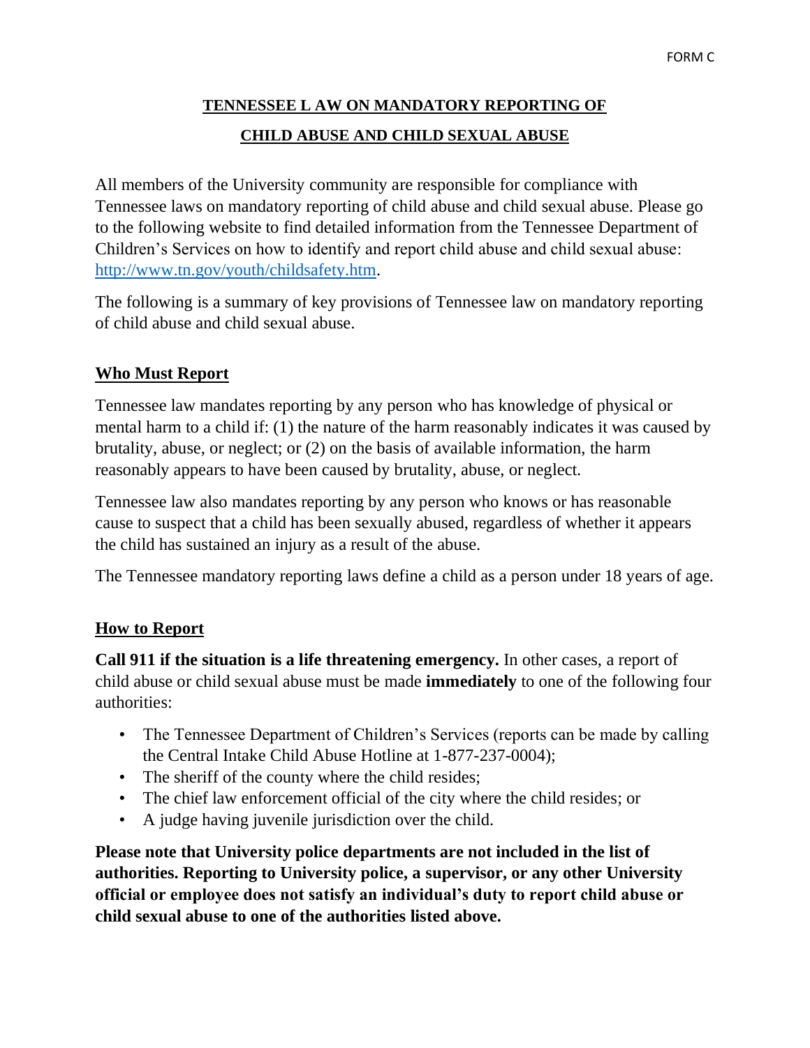FORM C

# TENNESSEE L AW ON MANDATORY REPORTING OF CHILD ABUSE AND CHILD SEXUAL ABUSE

All members of the University community are responsible for compliance with Tennessee laws on mandatory reporting of child abuse and child sexual abuse. Please go to the following website to find detailed information from the Tennessee Department of Children's Services on how to identify and report child abuse and child sexual abuse: [http://www.tn.gov/youth/childsafety.htm](http://www.tn.gov/youth/childsafety.htm).

The following is a summary of key provisions of Tennessee law on mandatory reporting of child abuse and child sexual abuse.

## Who Must Report

Tennessee law mandates reporting by any person who has knowledge of physical or mental harm to a child if: (1) the nature of the harm reasonably indicates it was caused by brutality, abuse, or neglect; or (2) on the basis of available information, the harm reasonably appears to have been caused by brutality, abuse, or neglect.

Tennessee law also mandates reporting by any person who knows or has reasonable cause to suspect that a child has been sexually abused, regardless of whether it appears the child has sustained an injury as a result of the abuse.

The Tennessee mandatory reporting laws define a child as a person under 18 years of age.

## How to Report

**Call 911 if the situation is a life threatening emergency.** In other cases, a report of child abuse or child sexual abuse must be made **immediately** to one of the following four authorities:

- The Tennessee Department of Children's Services (reports can be made by calling the Central Intake Child Abuse Hotline at 1-877-237-0004);
- The sheriff of the county where the child resides;
- The chief law enforcement official of the city where the child resides; or
- A judge having juvenile jurisdiction over the child.

**Please note that University police departments are not included in the list of authorities. Reporting to University police, a supervisor, or any other University official or employee does not satisfy an individual's duty to report child abuse or child sexual abuse to one of the authorities listed above.**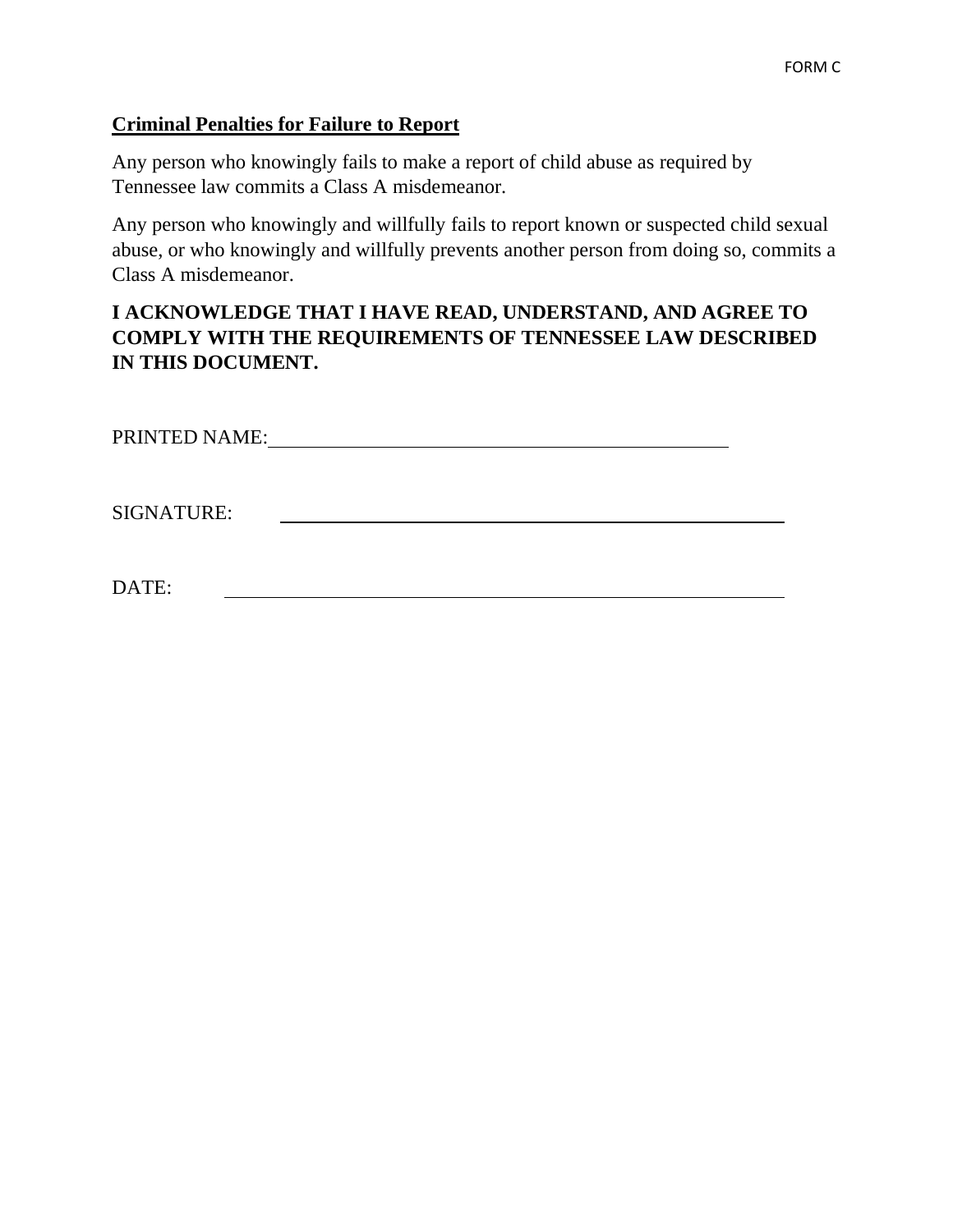FORM C

**Criminal Penalties for Failure to Report**

Any person who knowingly fails to make a report of child abuse as required by Tennessee law commits a Class A misdemeanor.

Any person who knowingly and willfully fails to report known or suspected child sexual abuse, or who knowingly and willfully prevents another person from doing so, commits a Class A misdemeanor.

**I ACKNOWLEDGE THAT I HAVE READ, UNDERSTAND, AND AGREE TO COMPLY WITH THE REQUIREMENTS OF TENNESSEE LAW DESCRIBED IN THIS DOCUMENT.**

PRINTED NAME: ______________________________________________

SIGNATURE: ______________________________________________

DATE: ______________________________________________